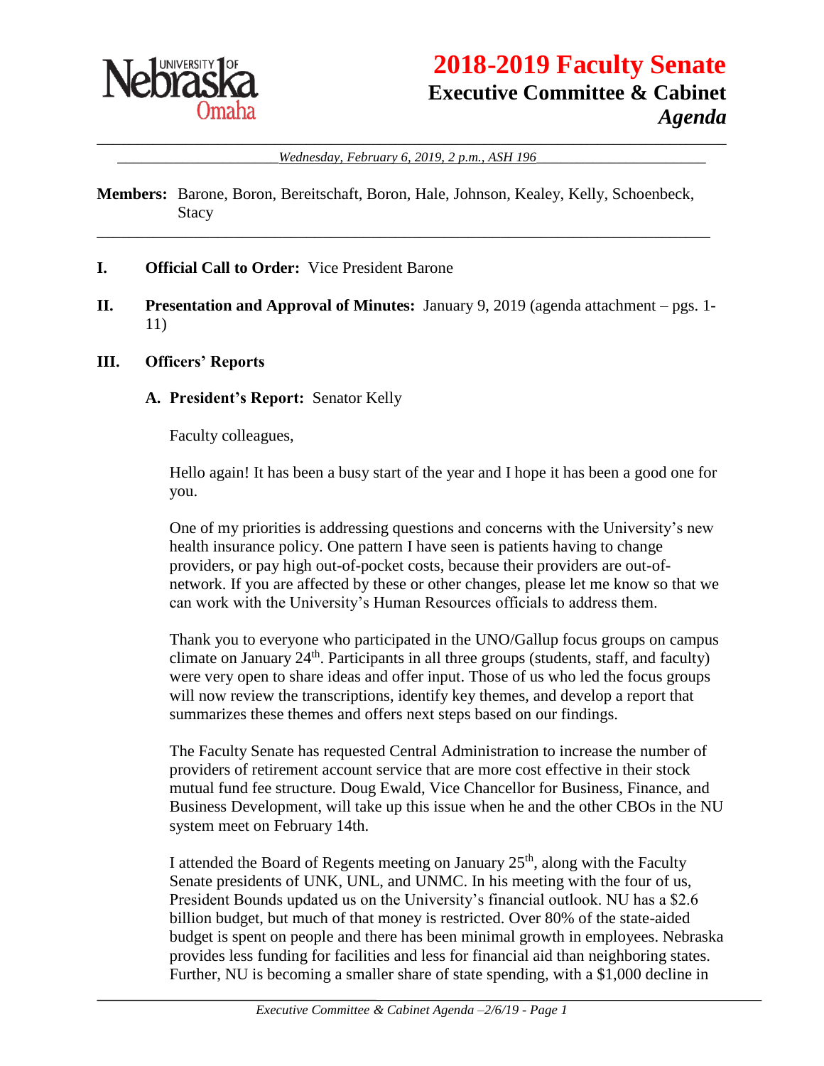# 2018-2019 Faculty Senate

## Executive Committee & Cabinet

### *Agenda*

*Wednesday, February 6, 2019, 2 p.m., ASH 196*

**Members:** Barone, Boron, Bereitschaft, Boron, Hale, Johnson, Kealey, Kelly, Schoenbeck, Stacy

**I. Official Call to Order:** Vice President Barone

**II. Presentation and Approval of Minutes:** January 9, 2019 (agenda attachment – pgs. 1-11)

**III. Officers' Reports**

**A. President's Report:** Senator Kelly

Faculty colleagues,

Hello again! It has been a busy start of the year and I hope it has been a good one for you.

One of my priorities is addressing questions and concerns with the University's new health insurance policy. One pattern I have seen is patients having to change providers, or pay high out-of-pocket costs, because their providers are out-of-network. If you are affected by these or other changes, please let me know so that we can work with the University's Human Resources officials to address them.

Thank you to everyone who participated in the UNO/Gallup focus groups on campus climate on January 24th. Participants in all three groups (students, staff, and faculty) were very open to share ideas and offer input. Those of us who led the focus groups will now review the transcriptions, identify key themes, and develop a report that summarizes these themes and offers next steps based on our findings.

The Faculty Senate has requested Central Administration to increase the number of providers of retirement account service that are more cost effective in their stock mutual fund fee structure. Doug Ewald, Vice Chancellor for Business, Finance, and Business Development, will take up this issue when he and the other CBOs in the NU system meet on February 14th.

I attended the Board of Regents meeting on January 25th, along with the Faculty Senate presidents of UNK, UNL, and UNMC. In his meeting with the four of us, President Bounds updated us on the University's financial outlook. NU has a $2.6 billion budget, but much of that money is restricted. Over 80% of the state-aided budget is spent on people and there has been minimal growth in employees. Nebraska provides less funding for facilities and less for financial aid than neighboring states. Further, NU is becoming a smaller share of state spending, with a $1,000 decline in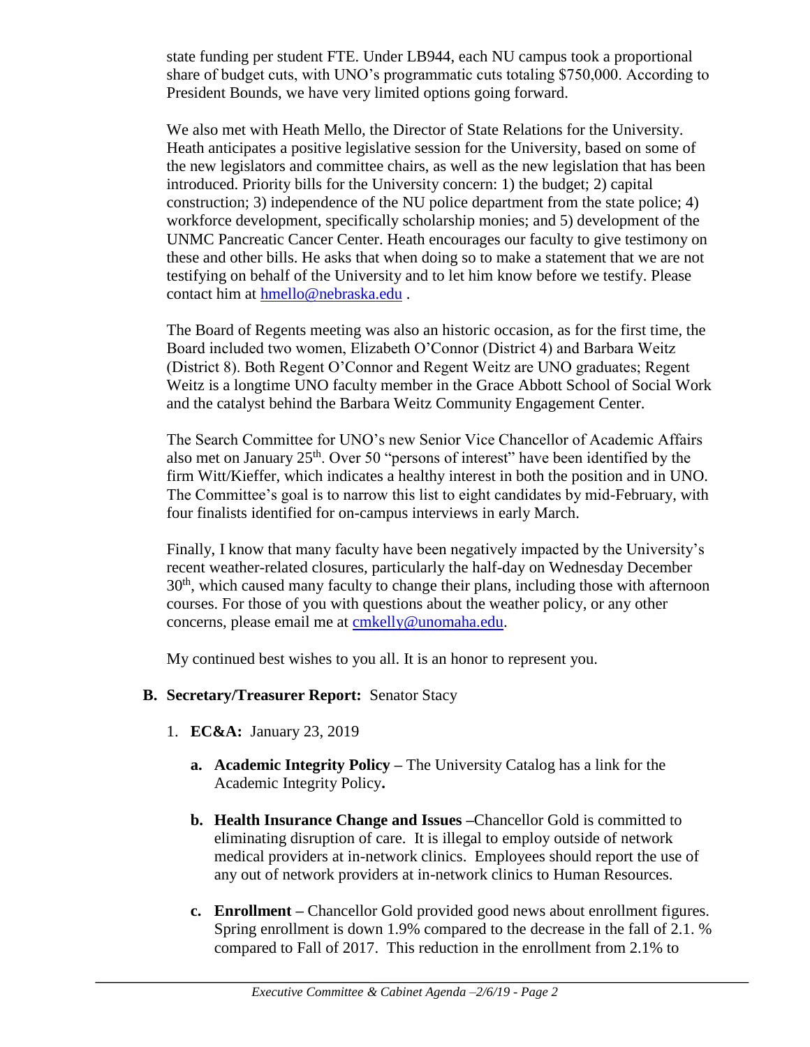state funding per student FTE. Under LB944, each NU campus took a proportional share of budget cuts, with UNO's programmatic cuts totaling $750,000. According to President Bounds, we have very limited options going forward.

We also met with Heath Mello, the Director of State Relations for the University. Heath anticipates a positive legislative session for the University, based on some of the new legislators and committee chairs, as well as the new legislation that has been introduced. Priority bills for the University concern: 1) the budget; 2) capital construction; 3) independence of the NU police department from the state police; 4) workforce development, specifically scholarship monies; and 5) development of the UNMC Pancreatic Cancer Center. Heath encourages our faculty to give testimony on these and other bills. He asks that when doing so to make a statement that we are not testifying on behalf of the University and to let him know before we testify. Please contact him at hmello@nebraska.edu .

The Board of Regents meeting was also an historic occasion, as for the first time, the Board included two women, Elizabeth O'Connor (District 4) and Barbara Weitz (District 8). Both Regent O'Connor and Regent Weitz are UNO graduates; Regent Weitz is a longtime UNO faculty member in the Grace Abbott School of Social Work and the catalyst behind the Barbara Weitz Community Engagement Center.

The Search Committee for UNO's new Senior Vice Chancellor of Academic Affairs also met on January 25th. Over 50 "persons of interest" have been identified by the firm Witt/Kieffer, which indicates a healthy interest in both the position and in UNO. The Committee's goal is to narrow this list to eight candidates by mid-February, with four finalists identified for on-campus interviews in early March.

Finally, I know that many faculty have been negatively impacted by the University's recent weather-related closures, particularly the half-day on Wednesday December 30th, which caused many faculty to change their plans, including those with afternoon courses. For those of you with questions about the weather policy, or any other concerns, please email me at cmkelly@unomaha.edu.

My continued best wishes to you all. It is an honor to represent you.

**B. Secretary/Treasurer Report:** Senator Stacy

1. **EC&A:** January 23, 2019

   **a. Academic Integrity Policy –** The University Catalog has a link for the Academic Integrity Policy**.**

   **b. Health Insurance Change and Issues –**Chancellor Gold is committed to eliminating disruption of care. It is illegal to employ outside of network medical providers at in-network clinics. Employees should report the use of any out of network providers at in-network clinics to Human Resources.

   **c. Enrollment –** Chancellor Gold provided good news about enrollment figures. Spring enrollment is down 1.9% compared to the decrease in the fall of 2.1. % compared to Fall of 2017. This reduction in the enrollment from 2.1% to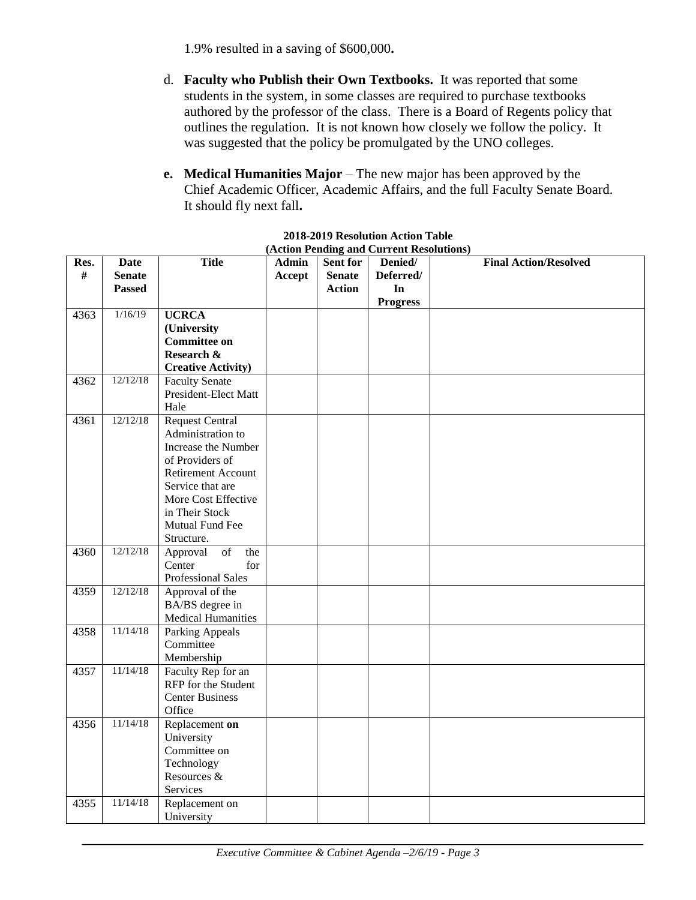1.9% resulted in a saving of $600,000**.**

d. **Faculty who Publish their Own Textbooks.** It was reported that some students in the system, in some classes are required to purchase textbooks authored by the professor of the class. There is a Board of Regents policy that outlines the regulation. It is not known how closely we follow the policy. It was suggested that the policy be promulgated by the UNO colleges.

**e. Medical Humanities Major** – The new major has been approved by the Chief Academic Officer, Academic Affairs, and the full Faculty Senate Board. It should fly next fall**.**

**2018-2019 Resolution Action Table**
**(Action Pending and Current Resolutions)**

| Res. # | Date Senate Passed | Title | Admin Accept | Sent for Senate Action | Denied/ Deferred/ In Progress | Final Action/Resolved |
|---|---|---|---|---|---|---|
| 4363 | 1/16/19 | **UCRCA (University Committee on Research & Creative Activity)** | | | | |
| 4362 | 12/12/18 | Faculty Senate President-Elect Matt Hale | | | | |
| 4361 | 12/12/18 | Request Central Administration to Increase the Number of Providers of Retirement Account Service that are More Cost Effective in Their Stock Mutual Fund Fee Structure. | | | | |
| 4360 | 12/12/18 | Approval of the Center for Professional Sales | | | | |
| 4359 | 12/12/18 | Approval of the BA/BS degree in Medical Humanities | | | | |
| 4358 | 11/14/18 | Parking Appeals Committee Membership | | | | |
| 4357 | 11/14/18 | Faculty Rep for an RFP for the Student Center Business Office | | | | |
| 4356 | 11/14/18 | Replacement **on** University Committee on Technology Resources & Services | | | | |
| 4355 | 11/14/18 | Replacement on University | | | | |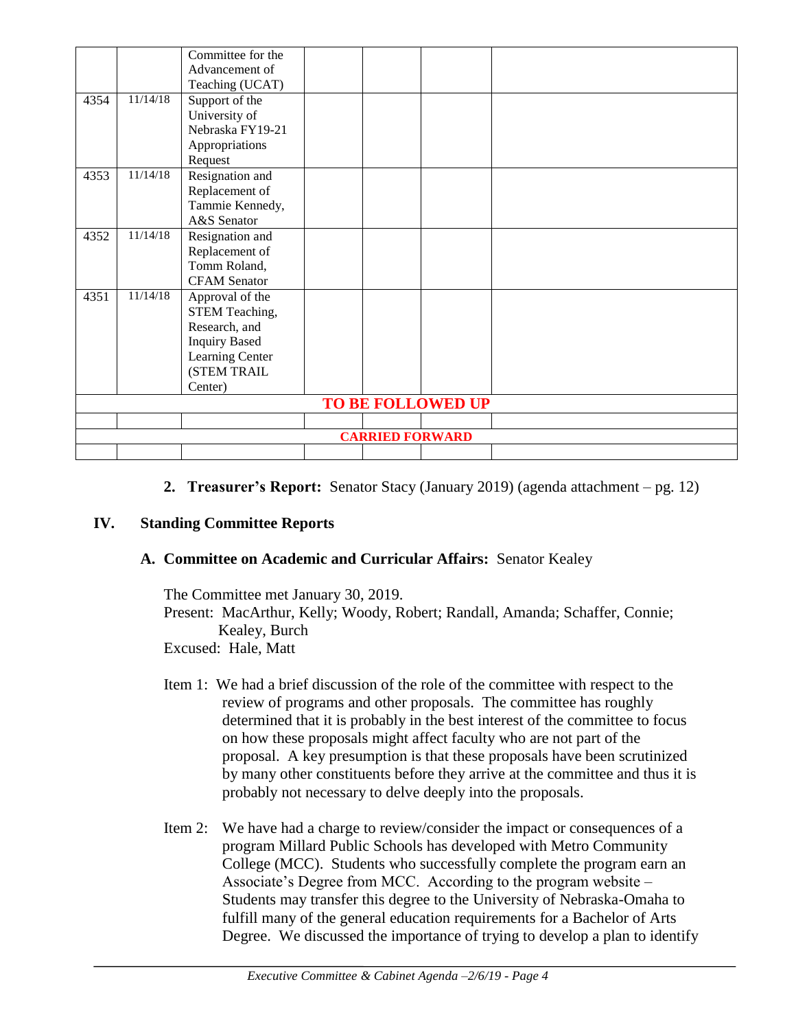| | | | | | | |
|---|---|---|---|---|---|---|
| | | Committee for the Advancement of Teaching (UCAT) | | | | |
| 4354 | 11/14/18 | Support of the University of Nebraska FY19-21 Appropriations Request | | | | |
| 4353 | 11/14/18 | Resignation and Replacement of Tammie Kennedy, A&S Senator | | | | |
| 4352 | 11/14/18 | Resignation and Replacement of Tomm Roland, CFAM Senator | | | | |
| 4351 | 11/14/18 | Approval of the STEM Teaching, Research, and Inquiry Based Learning Center (STEM TRAIL Center) | | | | |
| **TO BE FOLLOWED UP** | | | | | | |
| | | | | | | |
| **CARRIED FORWARD** | | | | | | |
| | | | | | | |

2. **Treasurer's Report:** Senator Stacy (January 2019) (agenda attachment – pg. 12)

## IV. Standing Committee Reports

### A. Committee on Academic and Curricular Affairs: Senator Kealey

The Committee met January 30, 2019.
Present: MacArthur, Kelly; Woody, Robert; Randall, Amanda; Schaffer, Connie; Kealey, Burch
Excused: Hale, Matt

Item 1: We had a brief discussion of the role of the committee with respect to the review of programs and other proposals. The committee has roughly determined that it is probably in the best interest of the committee to focus on how these proposals might affect faculty who are not part of the proposal. A key presumption is that these proposals have been scrutinized by many other constituents before they arrive at the committee and thus it is probably not necessary to delve deeply into the proposals.

Item 2: We have had a charge to review/consider the impact or consequences of a program Millard Public Schools has developed with Metro Community College (MCC). Students who successfully complete the program earn an Associate's Degree from MCC. According to the program website – Students may transfer this degree to the University of Nebraska-Omaha to fulfill many of the general education requirements for a Bachelor of Arts Degree. We discussed the importance of trying to develop a plan to identify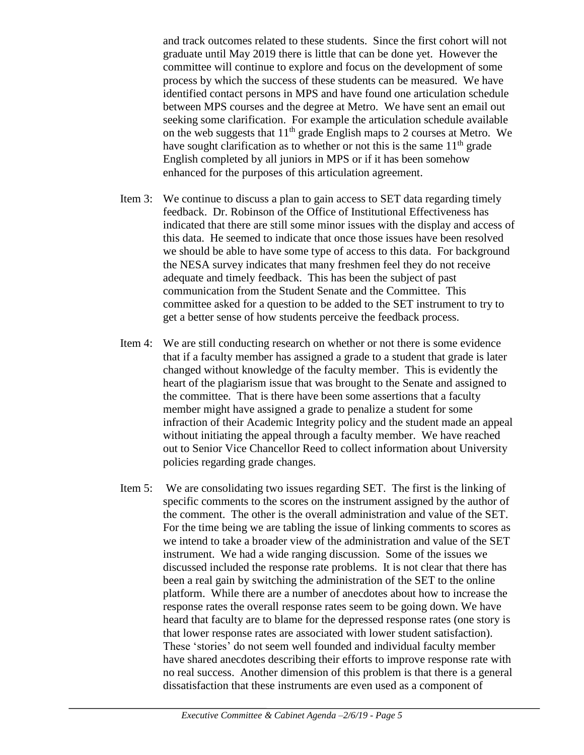and track outcomes related to these students. Since the first cohort will not graduate until May 2019 there is little that can be done yet. However the committee will continue to explore and focus on the development of some process by which the success of these students can be measured. We have identified contact persons in MPS and have found one articulation schedule between MPS courses and the degree at Metro. We have sent an email out seeking some clarification. For example the articulation schedule available on the web suggests that 11th grade English maps to 2 courses at Metro. We have sought clarification as to whether or not this is the same 11th grade English completed by all juniors in MPS or if it has been somehow enhanced for the purposes of this articulation agreement.

Item 3: We continue to discuss a plan to gain access to SET data regarding timely feedback. Dr. Robinson of the Office of Institutional Effectiveness has indicated that there are still some minor issues with the display and access of this data. He seemed to indicate that once those issues have been resolved we should be able to have some type of access to this data. For background the NESA survey indicates that many freshmen feel they do not receive adequate and timely feedback. This has been the subject of past communication from the Student Senate and the Committee. This committee asked for a question to be added to the SET instrument to try to get a better sense of how students perceive the feedback process.

Item 4: We are still conducting research on whether or not there is some evidence that if a faculty member has assigned a grade to a student that grade is later changed without knowledge of the faculty member. This is evidently the heart of the plagiarism issue that was brought to the Senate and assigned to the committee. That is there have been some assertions that a faculty member might have assigned a grade to penalize a student for some infraction of their Academic Integrity policy and the student made an appeal without initiating the appeal through a faculty member. We have reached out to Senior Vice Chancellor Reed to collect information about University policies regarding grade changes.

Item 5: We are consolidating two issues regarding SET. The first is the linking of specific comments to the scores on the instrument assigned by the author of the comment. The other is the overall administration and value of the SET. For the time being we are tabling the issue of linking comments to scores as we intend to take a broader view of the administration and value of the SET instrument. We had a wide ranging discussion. Some of the issues we discussed included the response rate problems. It is not clear that there has been a real gain by switching the administration of the SET to the online platform. While there are a number of anecdotes about how to increase the response rates the overall response rates seem to be going down. We have heard that faculty are to blame for the depressed response rates (one story is that lower response rates are associated with lower student satisfaction). These 'stories' do not seem well founded and individual faculty member have shared anecdotes describing their efforts to improve response rate with no real success. Another dimension of this problem is that there is a general dissatisfaction that these instruments are even used as a component of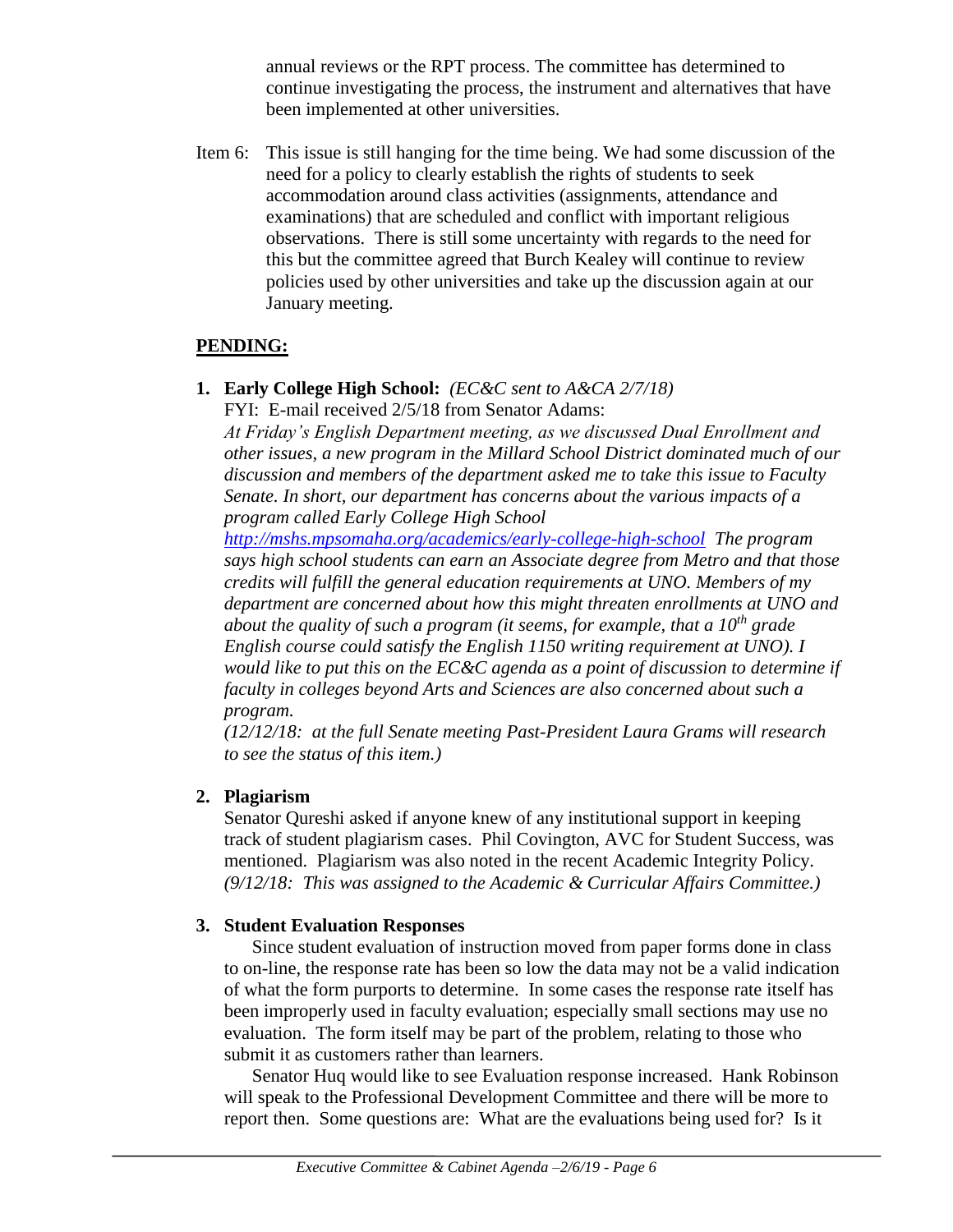annual reviews or the RPT process. The committee has determined to continue investigating the process, the instrument and alternatives that have been implemented at other universities.

Item 6: This issue is still hanging for the time being. We had some discussion of the need for a policy to clearly establish the rights of students to seek accommodation around class activities (assignments, attendance and examinations) that are scheduled and conflict with important religious observations. There is still some uncertainty with regards to the need for this but the committee agreed that Burch Kealey will continue to review policies used by other universities and take up the discussion again at our January meeting.

## PENDING:

1. **Early College High School:** *(EC&C sent to A&CA 2/7/18)*

   FYI: E-mail received 2/5/18 from Senator Adams:

   *At Friday's English Department meeting, as we discussed Dual Enrollment and other issues, a new program in the Millard School District dominated much of our discussion and members of the department asked me to take this issue to Faculty Senate. In short, our department has concerns about the various impacts of a program called Early College High School [http://mshs.mpsomaha.org/academics/early-college-high-school](http://mshs.mpsomaha.org/academics/early-college-high-school) The program says high school students can earn an Associate degree from Metro and that those credits will fulfill the general education requirements at UNO. Members of my department are concerned about how this might threaten enrollments at UNO and about the quality of such a program (it seems, for example, that a 10th grade English course could satisfy the English 1150 writing requirement at UNO). I would like to put this on the EC&C agenda as a point of discussion to determine if faculty in colleges beyond Arts and Sciences are also concerned about such a program.*

   *(12/12/18: at the full Senate meeting Past-President Laura Grams will research to see the status of this item.)*

2. **Plagiarism**

   Senator Qureshi asked if anyone knew of any institutional support in keeping track of student plagiarism cases. Phil Covington, AVC for Student Success, was mentioned. Plagiarism was also noted in the recent Academic Integrity Policy. *(9/12/18: This was assigned to the Academic & Curricular Affairs Committee.)*

3. **Student Evaluation Responses**

   Since student evaluation of instruction moved from paper forms done in class to on-line, the response rate has been so low the data may not be a valid indication of what the form purports to determine. In some cases the response rate itself has been improperly used in faculty evaluation; especially small sections may use no evaluation. The form itself may be part of the problem, relating to those who submit it as customers rather than learners.

   Senator Huq would like to see Evaluation response increased. Hank Robinson will speak to the Professional Development Committee and there will be more to report then. Some questions are: What are the evaluations being used for? Is it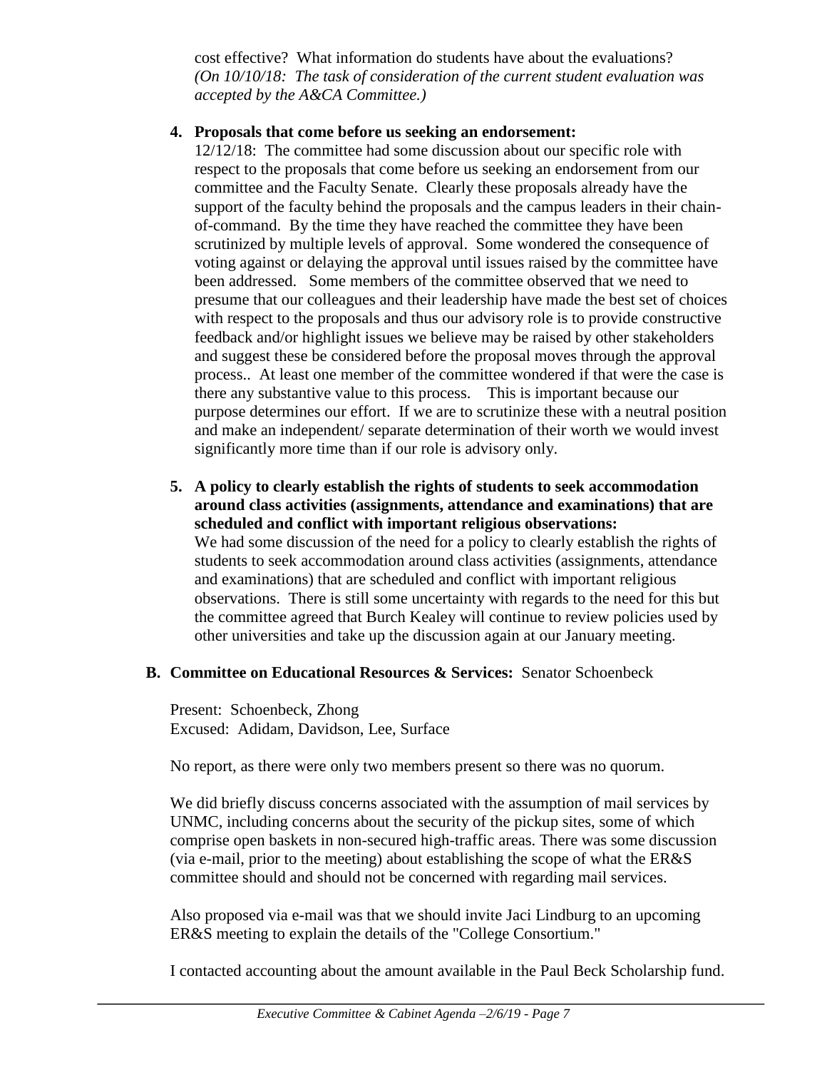cost effective? What information do students have about the evaluations? *(On 10/10/18: The task of consideration of the current student evaluation was accepted by the A&CA Committee.)*

4. **Proposals that come before us seeking an endorsement:**
   12/12/18: The committee had some discussion about our specific role with respect to the proposals that come before us seeking an endorsement from our committee and the Faculty Senate. Clearly these proposals already have the support of the faculty behind the proposals and the campus leaders in their chain-of-command. By the time they have reached the committee they have been scrutinized by multiple levels of approval. Some wondered the consequence of voting against or delaying the approval until issues raised by the committee have been addressed. Some members of the committee observed that we need to presume that our colleagues and their leadership have made the best set of choices with respect to the proposals and thus our advisory role is to provide constructive feedback and/or highlight issues we believe may be raised by other stakeholders and suggest these be considered before the proposal moves through the approval process.. At least one member of the committee wondered if that were the case is there any substantive value to this process. This is important because our purpose determines our effort. If we are to scrutinize these with a neutral position and make an independent/ separate determination of their worth we would invest significantly more time than if our role is advisory only.

5. **A policy to clearly establish the rights of students to seek accommodation around class activities (assignments, attendance and examinations) that are scheduled and conflict with important religious observations:**
   We had some discussion of the need for a policy to clearly establish the rights of students to seek accommodation around class activities (assignments, attendance and examinations) that are scheduled and conflict with important religious observations. There is still some uncertainty with regards to the need for this but the committee agreed that Burch Kealey will continue to review policies used by other universities and take up the discussion again at our January meeting.

**B. Committee on Educational Resources & Services:** Senator Schoenbeck

Present: Schoenbeck, Zhong
Excused: Adidam, Davidson, Lee, Surface

No report, as there were only two members present so there was no quorum.

We did briefly discuss concerns associated with the assumption of mail services by UNMC, including concerns about the security of the pickup sites, some of which comprise open baskets in non-secured high-traffic areas. There was some discussion (via e-mail, prior to the meeting) about establishing the scope of what the ER&S committee should and should not be concerned with regarding mail services.

Also proposed via e-mail was that we should invite Jaci Lindburg to an upcoming ER&S meeting to explain the details of the "College Consortium."

I contacted accounting about the amount available in the Paul Beck Scholarship fund.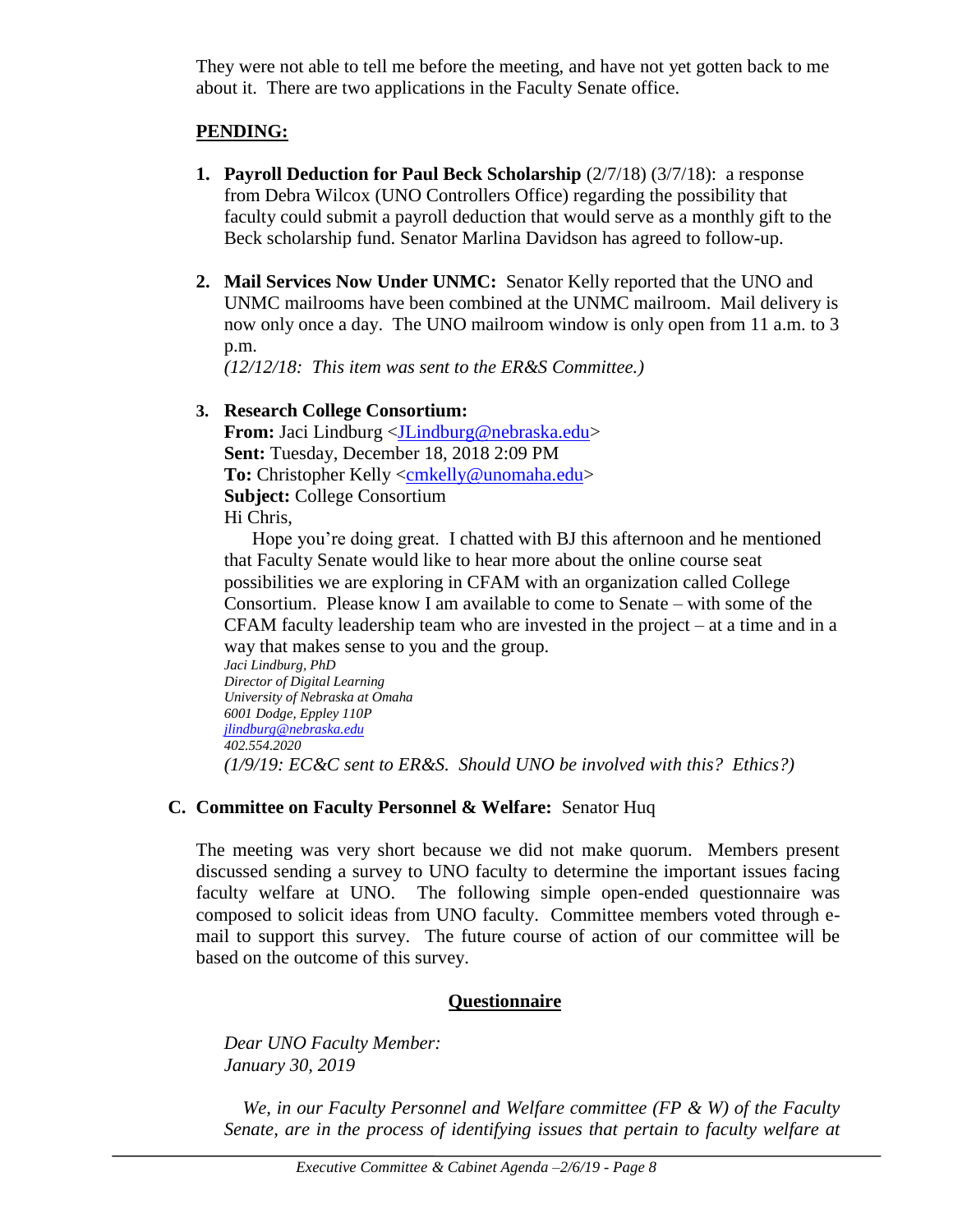They were not able to tell me before the meeting, and have not yet gotten back to me about it. There are two applications in the Faculty Senate office.

**PENDING:**

1. **Payroll Deduction for Paul Beck Scholarship** (2/7/18) (3/7/18): a response from Debra Wilcox (UNO Controllers Office) regarding the possibility that faculty could submit a payroll deduction that would serve as a monthly gift to the Beck scholarship fund. Senator Marlina Davidson has agreed to follow-up.

2. **Mail Services Now Under UNMC:** Senator Kelly reported that the UNO and UNMC mailrooms have been combined at the UNMC mailroom. Mail delivery is now only once a day. The UNO mailroom window is only open from 11 a.m. to 3 p.m.
*(12/12/18: This item was sent to the ER&S Committee.)*

3. **Research College Consortium:**
**From:** Jaci Lindburg <JLindburg@nebraska.edu>
**Sent:** Tuesday, December 18, 2018 2:09 PM
**To:** Christopher Kelly <cmkelly@unomaha.edu>
**Subject:** College Consortium
Hi Chris,
Hope you're doing great. I chatted with BJ this afternoon and he mentioned that Faculty Senate would like to hear more about the online course seat possibilities we are exploring in CFAM with an organization called College Consortium. Please know I am available to come to Senate – with some of the CFAM faculty leadership team who are invested in the project – at a time and in a way that makes sense to you and the group.
*Jaci Lindburg, PhD*
*Director of Digital Learning*
*University of Nebraska at Omaha*
*6001 Dodge, Eppley 110P*
*jlindburg@nebraska.edu*
*402.554.2020*
*(1/9/19: EC&C sent to ER&S. Should UNO be involved with this? Ethics?)*

**C. Committee on Faculty Personnel & Welfare:** Senator Huq

The meeting was very short because we did not make quorum. Members present discussed sending a survey to UNO faculty to determine the important issues facing faculty welfare at UNO. The following simple open-ended questionnaire was composed to solicit ideas from UNO faculty. Committee members voted through e-mail to support this survey. The future course of action of our committee will be based on the outcome of this survey.

**Questionnaire**

*Dear UNO Faculty Member:*
*January 30, 2019*

*We, in our Faculty Personnel and Welfare committee (FP & W) of the Faculty Senate, are in the process of identifying issues that pertain to faculty welfare at*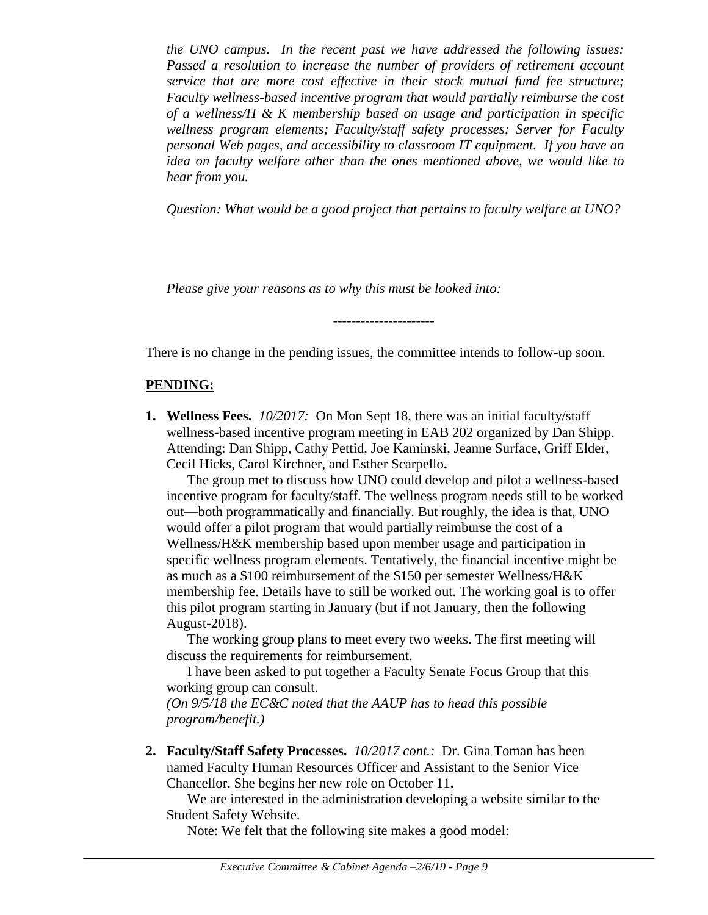*the UNO campus. In the recent past we have addressed the following issues: Passed a resolution to increase the number of providers of retirement account service that are more cost effective in their stock mutual fund fee structure; Faculty wellness-based incentive program that would partially reimburse the cost of a wellness/H & K membership based on usage and participation in specific wellness program elements; Faculty/staff safety processes; Server for Faculty personal Web pages, and accessibility to classroom IT equipment. If you have an idea on faculty welfare other than the ones mentioned above, we would like to hear from you.*

*Question: What would be a good project that pertains to faculty welfare at UNO?*

*Please give your reasons as to why this must be looked into:*

----------------------

There is no change in the pending issues, the committee intends to follow-up soon.

**PENDING:**

1. **Wellness Fees.** *10/2017:* On Mon Sept 18, there was an initial faculty/staff wellness-based incentive program meeting in EAB 202 organized by Dan Shipp. Attending: Dan Shipp, Cathy Pettid, Joe Kaminski, Jeanne Surface, Griff Elder, Cecil Hicks, Carol Kirchner, and Esther Scarpello**.**

   The group met to discuss how UNO could develop and pilot a wellness-based incentive program for faculty/staff. The wellness program needs still to be worked out—both programmatically and financially. But roughly, the idea is that, UNO would offer a pilot program that would partially reimburse the cost of a Wellness/H&K membership based upon member usage and participation in specific wellness program elements. Tentatively, the financial incentive might be as much as a $100 reimbursement of the $150 per semester Wellness/H&K membership fee. Details have to still be worked out. The working goal is to offer this pilot program starting in January (but if not January, then the following August-2018).

   The working group plans to meet every two weeks. The first meeting will discuss the requirements for reimbursement.

   I have been asked to put together a Faculty Senate Focus Group that this working group can consult.
   *(On 9/5/18 the EC&C noted that the AAUP has to head this possible program/benefit.)*

2. **Faculty/Staff Safety Processes.** *10/2017 cont.:* Dr. Gina Toman has been named Faculty Human Resources Officer and Assistant to the Senior Vice Chancellor. She begins her new role on October 11**.**

   We are interested in the administration developing a website similar to the Student Safety Website.

   Note: We felt that the following site makes a good model: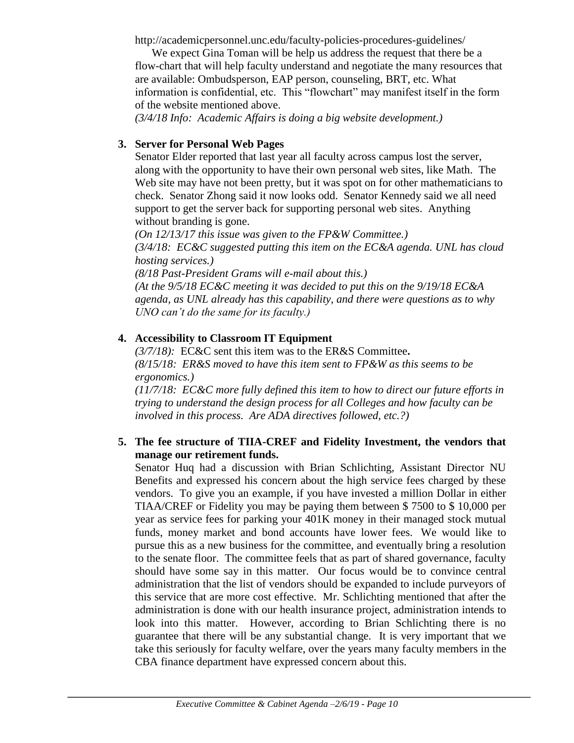http://academicpersonnel.unc.edu/faculty-policies-procedures-guidelines/

We expect Gina Toman will be help us address the request that there be a flow-chart that will help faculty understand and negotiate the many resources that are available: Ombudsperson, EAP person, counseling, BRT, etc. What information is confidential, etc. This "flowchart" may manifest itself in the form of the website mentioned above.

*(3/4/18 Info: Academic Affairs is doing a big website development.)*

3. **Server for Personal Web Pages**

   Senator Elder reported that last year all faculty across campus lost the server, along with the opportunity to have their own personal web sites, like Math. The Web site may have not been pretty, but it was spot on for other mathematicians to check. Senator Zhong said it now looks odd. Senator Kennedy said we all need support to get the server back for supporting personal web sites. Anything without branding is gone.

   *(On 12/13/17 this issue was given to the FP&W Committee.)*

   *(3/4/18: EC&C suggested putting this item on the EC&A agenda. UNL has cloud hosting services.)*

   *(8/18 Past-President Grams will e-mail about this.)*

   *(At the 9/5/18 EC&C meeting it was decided to put this on the 9/19/18 EC&A agenda, as UNL already has this capability, and there were questions as to why UNO can't do the same for its faculty.)*

4. **Accessibility to Classroom IT Equipment**

   *(3/7/18):* EC&C sent this item was to the ER&S Committee**.**

   *(8/15/18: ER&S moved to have this item sent to FP&W as this seems to be ergonomics.)*

   *(11/7/18: EC&C more fully defined this item to how to direct our future efforts in trying to understand the design process for all Colleges and how faculty can be involved in this process. Are ADA directives followed, etc.?)*

5. **The fee structure of TIIA-CREF and Fidelity Investment, the vendors that manage our retirement funds.**

   Senator Huq had a discussion with Brian Schlichting, Assistant Director NU Benefits and expressed his concern about the high service fees charged by these vendors. To give you an example, if you have invested a million Dollar in either TIAA/CREF or Fidelity you may be paying them between $ 7500 to $ 10,000 per year as service fees for parking your 401K money in their managed stock mutual funds, money market and bond accounts have lower fees. We would like to pursue this as a new business for the committee, and eventually bring a resolution to the senate floor. The committee feels that as part of shared governance, faculty should have some say in this matter. Our focus would be to convince central administration that the list of vendors should be expanded to include purveyors of this service that are more cost effective. Mr. Schlichting mentioned that after the administration is done with our health insurance project, administration intends to look into this matter. However, according to Brian Schlichting there is no guarantee that there will be any substantial change. It is very important that we take this seriously for faculty welfare, over the years many faculty members in the CBA finance department have expressed concern about this.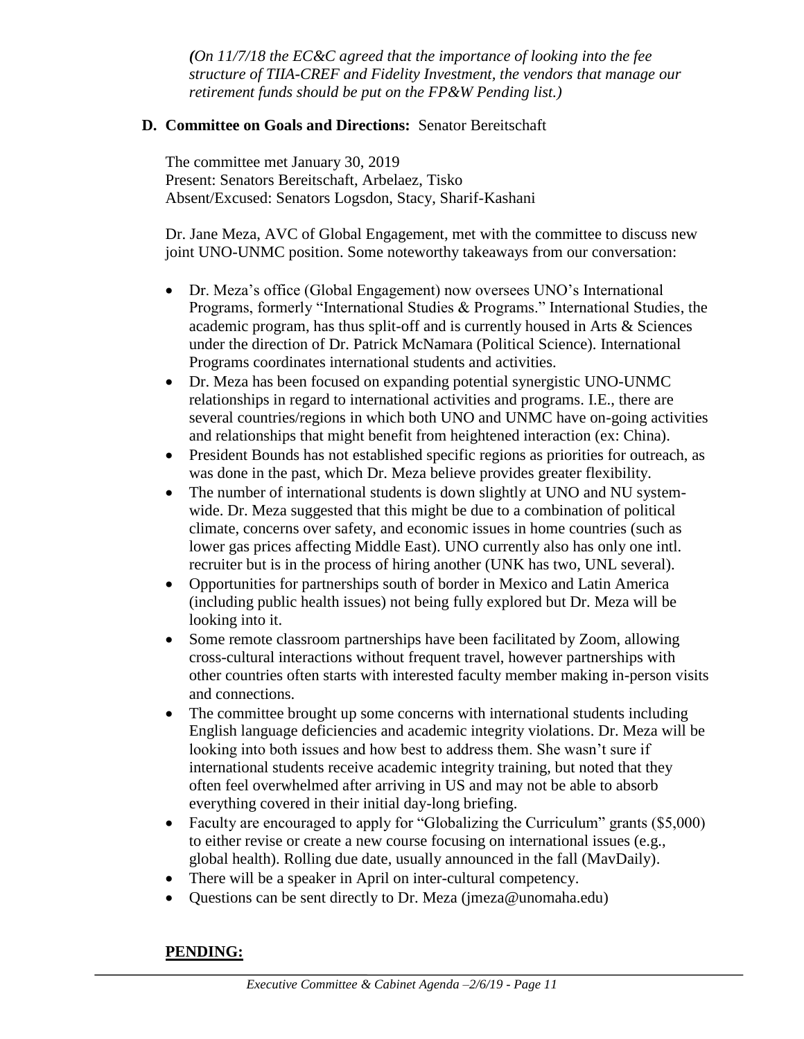*(On 11/7/18 the EC&C agreed that the importance of looking into the fee structure of TIIA-CREF and Fidelity Investment, the vendors that manage our retirement funds should be put on the FP&W Pending list.)*

**D. Committee on Goals and Directions:** Senator Bereitschaft

The committee met January 30, 2019
Present: Senators Bereitschaft, Arbelaez, Tisko
Absent/Excused: Senators Logsdon, Stacy, Sharif-Kashani

Dr. Jane Meza, AVC of Global Engagement, met with the committee to discuss new joint UNO-UNMC position. Some noteworthy takeaways from our conversation:

- Dr. Meza's office (Global Engagement) now oversees UNO's International Programs, formerly "International Studies & Programs." International Studies, the academic program, has thus split-off and is currently housed in Arts & Sciences under the direction of Dr. Patrick McNamara (Political Science). International Programs coordinates international students and activities.
- Dr. Meza has been focused on expanding potential synergistic UNO-UNMC relationships in regard to international activities and programs. I.E., there are several countries/regions in which both UNO and UNMC have on-going activities and relationships that might benefit from heightened interaction (ex: China).
- President Bounds has not established specific regions as priorities for outreach, as was done in the past, which Dr. Meza believe provides greater flexibility.
- The number of international students is down slightly at UNO and NU system-wide. Dr. Meza suggested that this might be due to a combination of political climate, concerns over safety, and economic issues in home countries (such as lower gas prices affecting Middle East). UNO currently also has only one intl. recruiter but is in the process of hiring another (UNK has two, UNL several).
- Opportunities for partnerships south of border in Mexico and Latin America (including public health issues) not being fully explored but Dr. Meza will be looking into it.
- Some remote classroom partnerships have been facilitated by Zoom, allowing cross-cultural interactions without frequent travel, however partnerships with other countries often starts with interested faculty member making in-person visits and connections.
- The committee brought up some concerns with international students including English language deficiencies and academic integrity violations. Dr. Meza will be looking into both issues and how best to address them. She wasn't sure if international students receive academic integrity training, but noted that they often feel overwhelmed after arriving in US and may not be able to absorb everything covered in their initial day-long briefing.
- Faculty are encouraged to apply for "Globalizing the Curriculum" grants ($5,000) to either revise or create a new course focusing on international issues (e.g., global health). Rolling due date, usually announced in the fall (MavDaily).
- There will be a speaker in April on inter-cultural competency.
- Questions can be sent directly to Dr. Meza (jmeza@unomaha.edu)

**PENDING:**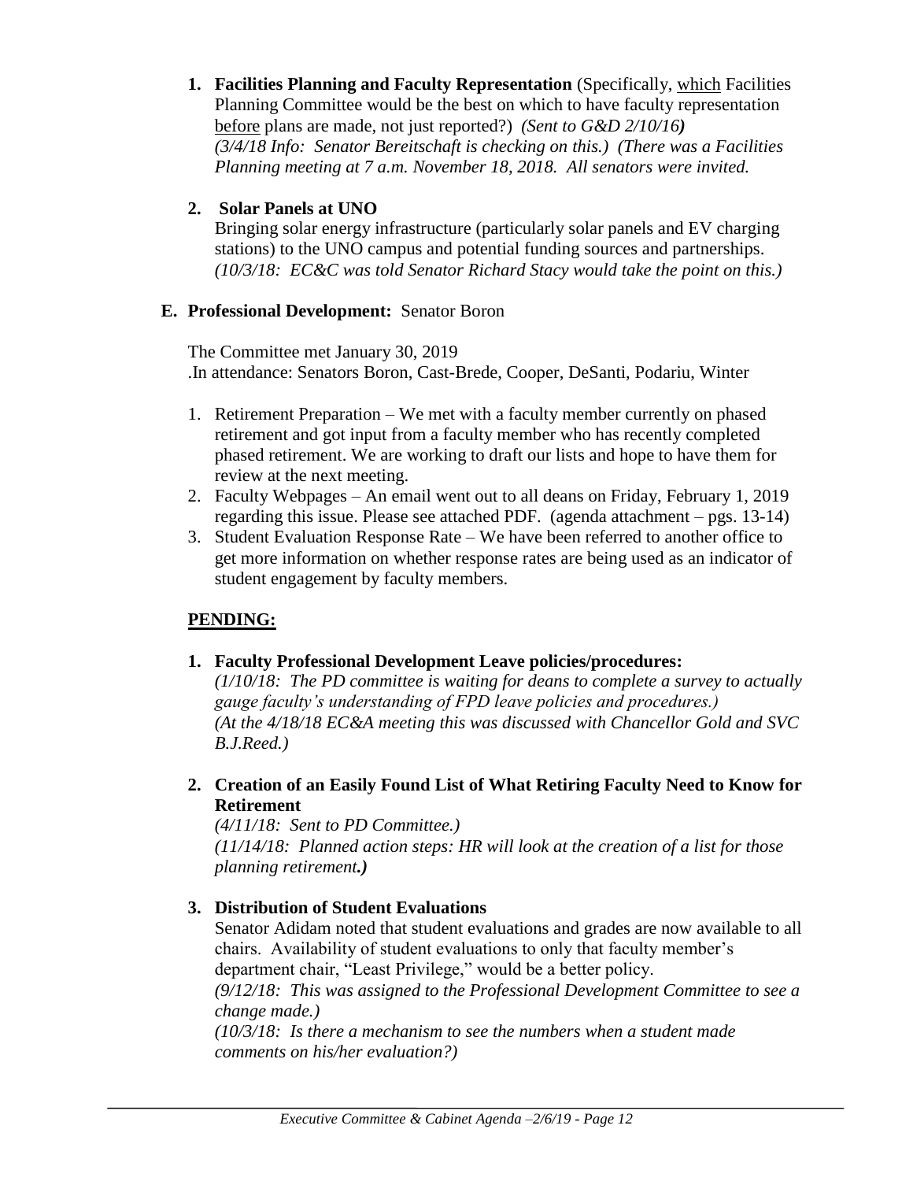1. **Facilities Planning and Faculty Representation** (Specifically, <u>which</u> Facilities Planning Committee would be the best on which to have faculty representation <u>before</u> plans are made, not just reported?) *(Sent to G&D 2/10/16)* *(3/4/18 Info: Senator Bereitschaft is checking on this.) (There was a Facilities Planning meeting at 7 a.m. November 18, 2018. All senators were invited.*

2. **Solar Panels at UNO**
   Bringing solar energy infrastructure (particularly solar panels and EV charging stations) to the UNO campus and potential funding sources and partnerships. *(10/3/18: EC&C was told Senator Richard Stacy would take the point on this.)*

**E. Professional Development:** Senator Boron

The Committee met January 30, 2019
.In attendance: Senators Boron, Cast-Brede, Cooper, DeSanti, Podariu, Winter

1. Retirement Preparation – We met with a faculty member currently on phased retirement and got input from a faculty member who has recently completed phased retirement. We are working to draft our lists and hope to have them for review at the next meeting.
2. Faculty Webpages – An email went out to all deans on Friday, February 1, 2019 regarding this issue. Please see attached PDF. (agenda attachment – pgs. 13-14)
3. Student Evaluation Response Rate – We have been referred to another office to get more information on whether response rates are being used as an indicator of student engagement by faculty members.

**<u>PENDING:</u>**

1. **Faculty Professional Development Leave policies/procedures:**
   *(1/10/18: The PD committee is waiting for deans to complete a survey to actually gauge faculty's understanding of FPD leave policies and procedures.)*
   *(At the 4/18/18 EC&A meeting this was discussed with Chancellor Gold and SVC B.J.Reed.)*

2. **Creation of an Easily Found List of What Retiring Faculty Need to Know for Retirement**
   *(4/11/18: Sent to PD Committee.)*
   *(11/14/18: Planned action steps: HR will look at the creation of a list for those planning retirement.)*

3. **Distribution of Student Evaluations**
   Senator Adidam noted that student evaluations and grades are now available to all chairs. Availability of student evaluations to only that faculty member's department chair, "Least Privilege," would be a better policy.
   *(9/12/18: This was assigned to the Professional Development Committee to see a change made.)*
   *(10/3/18: Is there a mechanism to see the numbers when a student made comments on his/her evaluation?)*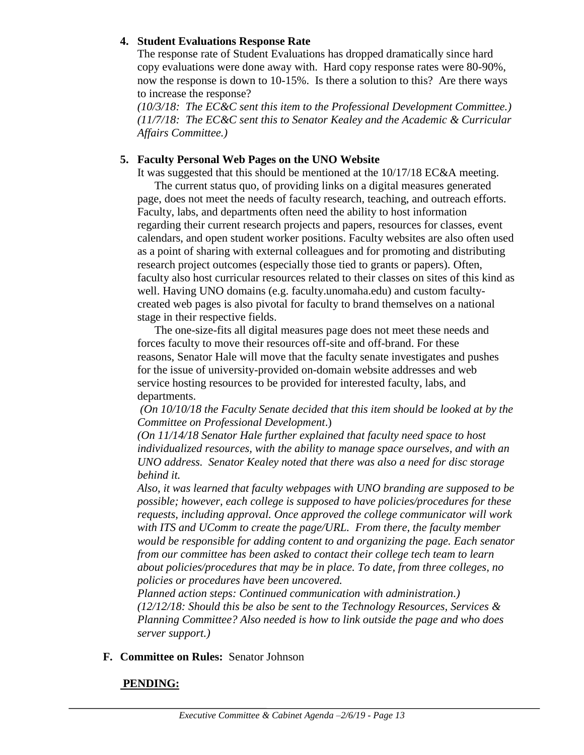4. **Student Evaluations Response Rate**

   The response rate of Student Evaluations has dropped dramatically since hard copy evaluations were done away with. Hard copy response rates were 80-90%, now the response is down to 10-15%. Is there a solution to this? Are there ways to increase the response?

   *(10/3/18: The EC&C sent this item to the Professional Development Committee.)*
   *(11/7/18: The EC&C sent this to Senator Kealey and the Academic & Curricular Affairs Committee.)*

5. **Faculty Personal Web Pages on the UNO Website**

   It was suggested that this should be mentioned at the 10/17/18 EC&A meeting.

   The current status quo, of providing links on a digital measures generated page, does not meet the needs of faculty research, teaching, and outreach efforts. Faculty, labs, and departments often need the ability to host information regarding their current research projects and papers, resources for classes, event calendars, and open student worker positions. Faculty websites are also often used as a point of sharing with external colleagues and for promoting and distributing research project outcomes (especially those tied to grants or papers). Often, faculty also host curricular resources related to their classes on sites of this kind as well. Having UNO domains (e.g. faculty.unomaha.edu) and custom faculty-created web pages is also pivotal for faculty to brand themselves on a national stage in their respective fields.

   The one-size-fits all digital measures page does not meet these needs and forces faculty to move their resources off-site and off-brand. For these reasons, Senator Hale will move that the faculty senate investigates and pushes for the issue of university-provided on-domain website addresses and web service hosting resources to be provided for interested faculty, labs, and departments.

   *(On 10/10/18 the Faculty Senate decided that this item should be looked at by the Committee on Professional Development.)*

   *(On 11/14/18 Senator Hale further explained that faculty need space to host individualized resources, with the ability to manage space ourselves, and with an UNO address. Senator Kealey noted that there was also a need for disc storage behind it.*

   *Also, it was learned that faculty webpages with UNO branding are supposed to be possible; however, each college is supposed to have policies/procedures for these requests, including approval. Once approved the college communicator will work with ITS and UComm to create the page/URL. From there, the faculty member would be responsible for adding content to and organizing the page. Each senator from our committee has been asked to contact their college tech team to learn about policies/procedures that may be in place. To date, from three colleges, no policies or procedures have been uncovered.*

   *Planned action steps: Continued communication with administration.)*

   *(12/12/18: Should this be also be sent to the Technology Resources, Services & Planning Committee? Also needed is how to link outside the page and who does server support.)*

**F. Committee on Rules:** Senator Johnson

**PENDING:**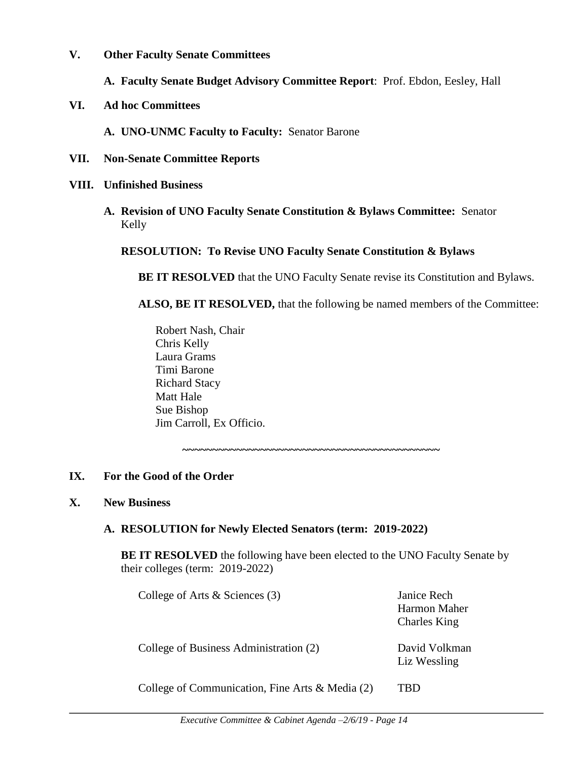## V. Other Faculty Senate Committees

**A. Faculty Senate Budget Advisory Committee Report**: Prof. Ebdon, Eesley, Hall

## VI. Ad hoc Committees

**A. UNO-UNMC Faculty to Faculty:** Senator Barone

## VII. Non-Senate Committee Reports

## VIII. Unfinished Business

**A. Revision of UNO Faculty Senate Constitution & Bylaws Committee:** Senator Kelly

**RESOLUTION: To Revise UNO Faculty Senate Constitution & Bylaws**

**BE IT RESOLVED** that the UNO Faculty Senate revise its Constitution and Bylaws.

**ALSO, BE IT RESOLVED,** that the following be named members of the Committee:

Robert Nash, Chair  
Chris Kelly  
Laura Grams  
Timi Barone  
Richard Stacy  
Matt Hale  
Sue Bishop  
Jim Carroll, Ex Officio.

~~~~~~~~~~~~~~~~~~~~~~~~~~~~~~~~~~~~~~~~~~~~~~

## IX. For the Good of the Order

## X. New Business

**A. RESOLUTION for Newly Elected Senators (term: 2019-2022)**

**BE IT RESOLVED** the following have been elected to the UNO Faculty Senate by their colleges (term: 2019-2022)

| | |
|---|---|
| College of Arts & Sciences (3) | Janice Rech<br>Harmon Maher<br>Charles King |
| College of Business Administration (2) | David Volkman<br>Liz Wessling |
| College of Communication, Fine Arts & Media (2) | TBD |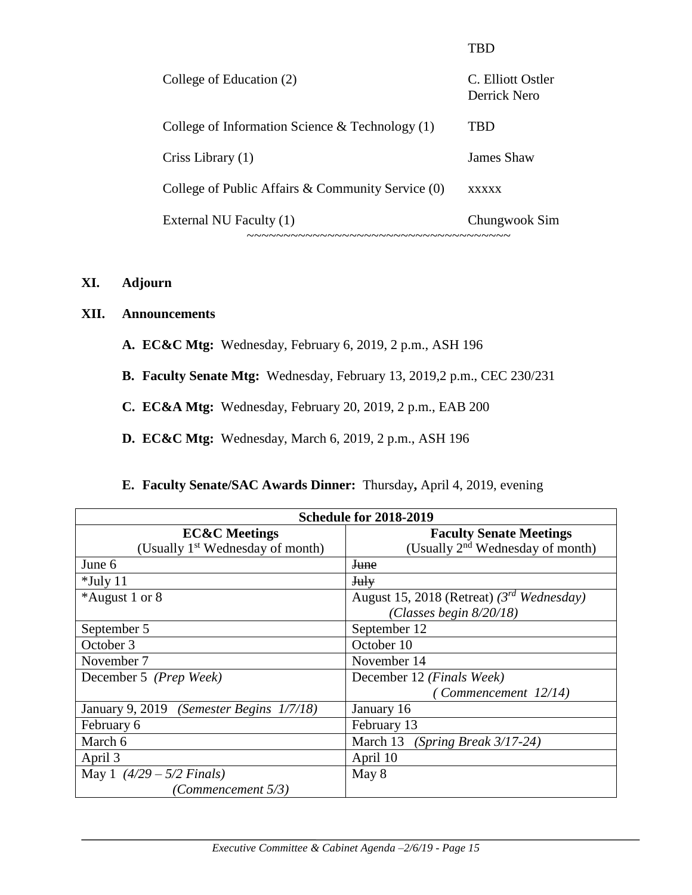| | |
|---|---|
| | TBD |
| College of Education (2) | C. Elliott Ostler<br>Derrick Nero |
| College of Information Science & Technology (1) | TBD |
| Criss Library (1) | James Shaw |
| College of Public Affairs & Community Service (0) | xxxxx |
| External NU Faculty (1) | Chungwook Sim |

~~~~~~~~~~~~~~~~~~~~~~~~~~~~~~~~~~~~~~~~

## XI. Adjourn

## XII. Announcements

**A. EC&C Mtg:** Wednesday, February 6, 2019, 2 p.m., ASH 196

**B. Faculty Senate Mtg:** Wednesday, February 13, 2019,2 p.m., CEC 230/231

**C. EC&A Mtg:** Wednesday, February 20, 2019, 2 p.m., EAB 200

**D. EC&C Mtg:** Wednesday, March 6, 2019, 2 p.m., ASH 196

**E. Faculty Senate/SAC Awards Dinner:** Thursday**,** April 4, 2019, evening

| **Schedule for 2018-2019** | |
|---|---|
| **EC&C Meetings**<br>(Usually 1st Wednesday of month) | **Faculty Senate Meetings**<br>(Usually 2nd Wednesday of month) |
| June 6 | ~~June~~ |
| *July 11 | ~~July~~ |
| *August 1 or 8 | August 15, 2018 (Retreat) *(3rd Wednesday)*<br>*(Classes begin 8/20/18)* |
| September 5 | September 12 |
| October 3 | October 10 |
| November 7 | November 14 |
| December 5 *(Prep Week)* | December 12 *(Finals Week)*<br>*( Commencement 12/14)* |
| January 9, 2019 *(Semester Begins 1/7/18)* | January 16 |
| February 6 | February 13 |
| March 6 | March 13 *(Spring Break 3/17-24)* |
| April 3 | April 10 |
| May 1 *(4/29 – 5/2 Finals)*<br>*(Commencement 5/3)* | May 8 |